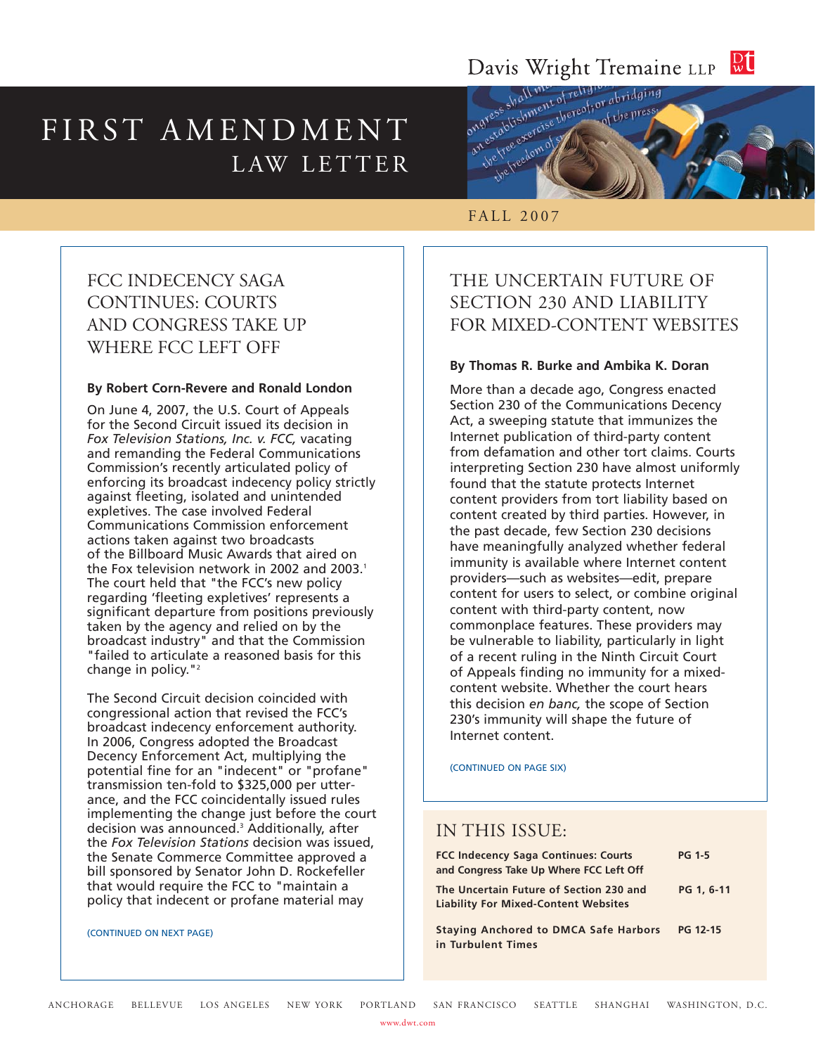Davis Wright Tremaine LLP

# FIRST AMENDMENT LAW LETTER

FALL 2007

## FCC INDECENCY SAGA CONTINUES: COURTS AND CONGRESS TAKE UP WHERE FCC LEFT OFF

**By Robert Corn-Revere and Ronald London**

On June 4, 2007, the U.S. Court of Appeals for the Second Circuit issued its decision in *Fox Television Stations, Inc. v. FCC,* vacating and remanding the Federal Communications Commission's recently articulated policy of enforcing its broadcast indecency policy strictly against fleeting, isolated and unintended expletives. The case involved Federal Communications Commission enforcement actions taken against two broadcasts of the Billboard Music Awards that aired on the Fox television network in 2002 and 2003.[1] The court held that "the FCC's new policy regarding 'fleeting expletives' represents a significant departure from positions previously taken by the agency and relied on by the broadcast industry" and that the Commission "failed to articulate a reasoned basis for this change in policy."[2]

The Second Circuit decision coincided with congressional action that revised the FCC's broadcast indecency enforcement authority. In 2006, Congress adopted the Broadcast Decency Enforcement Act, multiplying the potential fine for an "indecent" or "profane" transmission ten-fold to $325,000 per utterance, and the FCC coincidentally issued rules implementing the change just before the court decision was announced.[3] Additionally, after the *Fox Television Stations* decision was issued, the Senate Commerce Committee approved a bill sponsored by Senator John D. Rockefeller that would require the FCC to "maintain a policy that indecent or profane material may

(CONTINUED ON NEXT PAGE)

## THE UNCERTAIN FUTURE OF SECTION 230 AND LIABILITY FOR MIXED-CONTENT WEBSITES

**By Thomas R. Burke and Ambika K. Doran**

More than a decade ago, Congress enacted Section 230 of the Communications Decency Act, a sweeping statute that immunizes the Internet publication of third-party content from defamation and other tort claims. Courts interpreting Section 230 have almost uniformly found that the statute protects Internet content providers from tort liability based on content created by third parties. However, in the past decade, few Section 230 decisions have meaningfully analyzed whether federal immunity is available where Internet content providers—such as websites—edit, prepare content for users to select, or combine original content with third-party content, now commonplace features. These providers may be vulnerable to liability, particularly in light of a recent ruling in the Ninth Circuit Court of Appeals finding no immunity for a mixed-content website. Whether the court hears this decision *en banc,* the scope of Section 230's immunity will shape the future of Internet content.

(CONTINUED ON PAGE SIX)

## IN THIS ISSUE:

| | |
|---|---|
| **FCC Indecency Saga Continues: Courts and Congress Take Up Where FCC Left Off** | **PG 1-5** |
| **The Uncertain Future of Section 230 and Liability For Mixed-Content Websites** | **PG 1, 6-11** |
| **Staying Anchored to DMCA Safe Harbors in Turbulent Times** | **PG 12-15** |

ANCHORAGE BELLEVUE LOS ANGELES NEW YORK PORTLAND SAN FRANCISCO SEATTLE SHANGHAI WASHINGTON, D.C.

www.dwt.com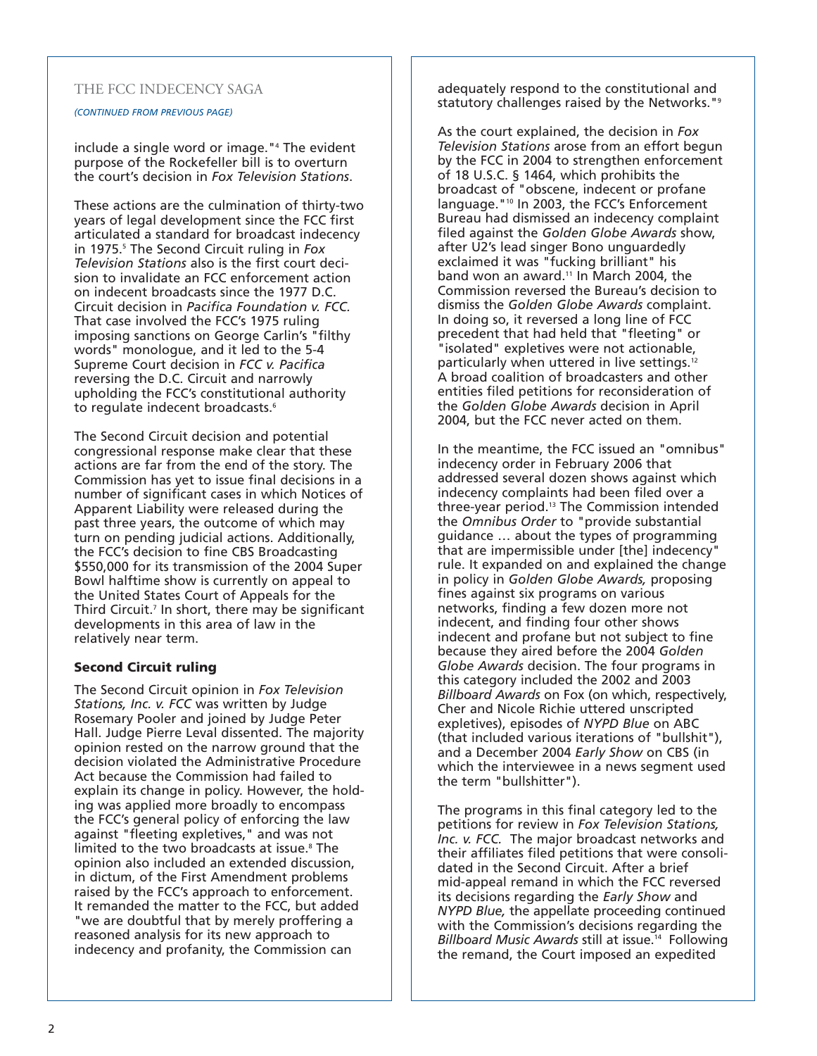## THE FCC INDECENCY SAGA

*(CONTINUED FROM PREVIOUS PAGE)*

include a single word or image."[4] The evident purpose of the Rockefeller bill is to overturn the court's decision in *Fox Television Stations*.

These actions are the culmination of thirty-two years of legal development since the FCC first articulated a standard for broadcast indecency in 1975.[5] The Second Circuit ruling in *Fox Television Stations* also is the first court decision to invalidate an FCC enforcement action on indecent broadcasts since the 1977 D.C. Circuit decision in *Pacifica Foundation v. FCC.* That case involved the FCC's 1975 ruling imposing sanctions on George Carlin's "filthy words" monologue, and it led to the 5-4 Supreme Court decision in *FCC v. Pacifica* reversing the D.C. Circuit and narrowly upholding the FCC's constitutional authority to regulate indecent broadcasts.[6]

The Second Circuit decision and potential congressional response make clear that these actions are far from the end of the story. The Commission has yet to issue final decisions in a number of significant cases in which Notices of Apparent Liability were released during the past three years, the outcome of which may turn on pending judicial actions. Additionally, the FCC's decision to fine CBS Broadcasting $550,000 for its transmission of the 2004 Super Bowl halftime show is currently on appeal to the United States Court of Appeals for the Third Circuit.[7] In short, there may be significant developments in this area of law in the relatively near term.

### Second Circuit ruling

The Second Circuit opinion in *Fox Television Stations, Inc. v. FCC* was written by Judge Rosemary Pooler and joined by Judge Peter Hall. Judge Pierre Leval dissented. The majority opinion rested on the narrow ground that the decision violated the Administrative Procedure Act because the Commission had failed to explain its change in policy. However, the holding was applied more broadly to encompass the FCC's general policy of enforcing the law against "fleeting expletives," and was not limited to the two broadcasts at issue.[8] The opinion also included an extended discussion, in dictum, of the First Amendment problems raised by the FCC's approach to enforcement. It remanded the matter to the FCC, but added "we are doubtful that by merely proffering a reasoned analysis for its new approach to indecency and profanity, the Commission can adequately respond to the constitutional and statutory challenges raised by the Networks."[9]

As the court explained, the decision in *Fox Television Stations* arose from an effort begun by the FCC in 2004 to strengthen enforcement of 18 U.S.C. § 1464, which prohibits the broadcast of "obscene, indecent or profane language."[10] In 2003, the FCC's Enforcement Bureau had dismissed an indecency complaint filed against the *Golden Globe Awards* show, after U2's lead singer Bono unguardedly exclaimed it was "fucking brilliant" his band won an award.[11] In March 2004, the Commission reversed the Bureau's decision to dismiss the *Golden Globe Awards* complaint. In doing so, it reversed a long line of FCC precedent that had held that "fleeting" or "isolated" expletives were not actionable, particularly when uttered in live settings.[12] A broad coalition of broadcasters and other entities filed petitions for reconsideration of the *Golden Globe Awards* decision in April 2004, but the FCC never acted on them.

In the meantime, the FCC issued an "omnibus" indecency order in February 2006 that addressed several dozen shows against which indecency complaints had been filed over a three-year period.[13] The Commission intended the *Omnibus Order* to "provide substantial guidance … about the types of programming that are impermissible under [the] indecency" rule. It expanded on and explained the change in policy in *Golden Globe Awards,* proposing fines against six programs on various networks, finding a few dozen more not indecent, and finding four other shows indecent and profane but not subject to fine because they aired before the 2004 *Golden Globe Awards* decision. The four programs in this category included the 2002 and 2003 *Billboard Awards* on Fox (on which, respectively, Cher and Nicole Richie uttered unscripted expletives), episodes of *NYPD Blue* on ABC (that included various iterations of "bullshit"), and a December 2004 *Early Show* on CBS (in which the interviewee in a news segment used the term "bullshitter").

The programs in this final category led to the petitions for review in *Fox Television Stations, Inc. v. FCC.* The major broadcast networks and their affiliates filed petitions that were consolidated in the Second Circuit. After a brief mid-appeal remand in which the FCC reversed its decisions regarding the *Early Show* and *NYPD Blue,* the appellate proceeding continued with the Commission's decisions regarding the *Billboard Music Awards* still at issue.[14] Following the remand, the Court imposed an expedited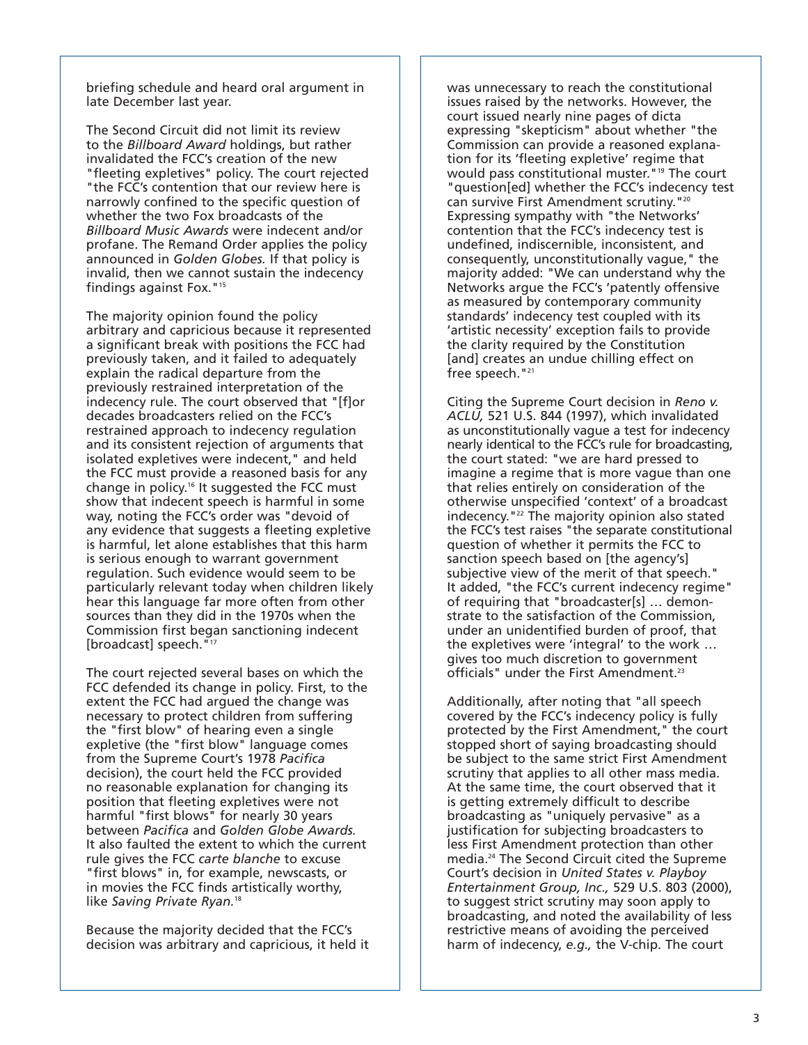briefing schedule and heard oral argument in late December last year.

The Second Circuit did not limit its review to the *Billboard Award* holdings, but rather invalidated the FCC's creation of the new "fleeting expletives" policy. The court rejected "the FCC's contention that our review here is narrowly confined to the specific question of whether the two Fox broadcasts of the *Billboard Music Awards* were indecent and/or profane. The Remand Order applies the policy announced in *Golden Globes.* If that policy is invalid, then we cannot sustain the indecency findings against Fox."[15]

The majority opinion found the policy arbitrary and capricious because it represented a significant break with positions the FCC had previously taken, and it failed to adequately explain the radical departure from the previously restrained interpretation of the indecency rule. The court observed that "[f]or decades broadcasters relied on the FCC's restrained approach to indecency regulation and its consistent rejection of arguments that isolated expletives were indecent," and held the FCC must provide a reasoned basis for any change in policy.[16] It suggested the FCC must show that indecent speech is harmful in some way, noting the FCC's order was "devoid of any evidence that suggests a fleeting expletive is harmful, let alone establishes that this harm is serious enough to warrant government regulation. Such evidence would seem to be particularly relevant today when children likely hear this language far more often from other sources than they did in the 1970s when the Commission first began sanctioning indecent [broadcast] speech."[17]

The court rejected several bases on which the FCC defended its change in policy. First, to the extent the FCC had argued the change was necessary to protect children from suffering the "first blow" of hearing even a single expletive (the "first blow" language comes from the Supreme Court's 1978 *Pacifica* decision), the court held the FCC provided no reasonable explanation for changing its position that fleeting expletives were not harmful "first blows" for nearly 30 years between *Pacifica* and *Golden Globe Awards.* It also faulted the extent to which the current rule gives the FCC *carte blanche* to excuse "first blows" in, for example, newscasts, or in movies the FCC finds artistically worthy, like *Saving Private Ryan.*[18]

Because the majority decided that the FCC's decision was arbitrary and capricious, it held it was unnecessary to reach the constitutional issues raised by the networks. However, the court issued nearly nine pages of dicta expressing "skepticism" about whether "the Commission can provide a reasoned explanation for its 'fleeting expletive' regime that would pass constitutional muster."[19] The court "question[ed] whether the FCC's indecency test can survive First Amendment scrutiny."[20] Expressing sympathy with "the Networks' contention that the FCC's indecency test is undefined, indiscernible, inconsistent, and consequently, unconstitutionally vague," the majority added: "We can understand why the Networks argue the FCC's 'patently offensive as measured by contemporary community standards' indecency test coupled with its 'artistic necessity' exception fails to provide the clarity required by the Constitution [and] creates an undue chilling effect on free speech."[21]

Citing the Supreme Court decision in *Reno v. ACLU,* 521 U.S. 844 (1997), which invalidated as unconstitutionally vague a test for indecency nearly identical to the FCC's rule for broadcasting, the court stated: "we are hard pressed to imagine a regime that is more vague than one that relies entirely on consideration of the otherwise unspecified 'context' of a broadcast indecency."[22] The majority opinion also stated the FCC's test raises "the separate constitutional question of whether it permits the FCC to sanction speech based on [the agency's] subjective view of the merit of that speech." It added, "the FCC's current indecency regime" of requiring that "broadcaster[s] … demonstrate to the satisfaction of the Commission, under an unidentified burden of proof, that the expletives were 'integral' to the work … gives too much discretion to government officials" under the First Amendment.[23]

Additionally, after noting that "all speech covered by the FCC's indecency policy is fully protected by the First Amendment," the court stopped short of saying broadcasting should be subject to the same strict First Amendment scrutiny that applies to all other mass media. At the same time, the court observed that it is getting extremely difficult to describe broadcasting as "uniquely pervasive" as a justification for subjecting broadcasters to less First Amendment protection than other media.[24] The Second Circuit cited the Supreme Court's decision in *United States v. Playboy Entertainment Group, Inc.,* 529 U.S. 803 (2000), to suggest strict scrutiny may soon apply to broadcasting, and noted the availability of less restrictive means of avoiding the perceived harm of indecency, *e.g.,* the V-chip. The court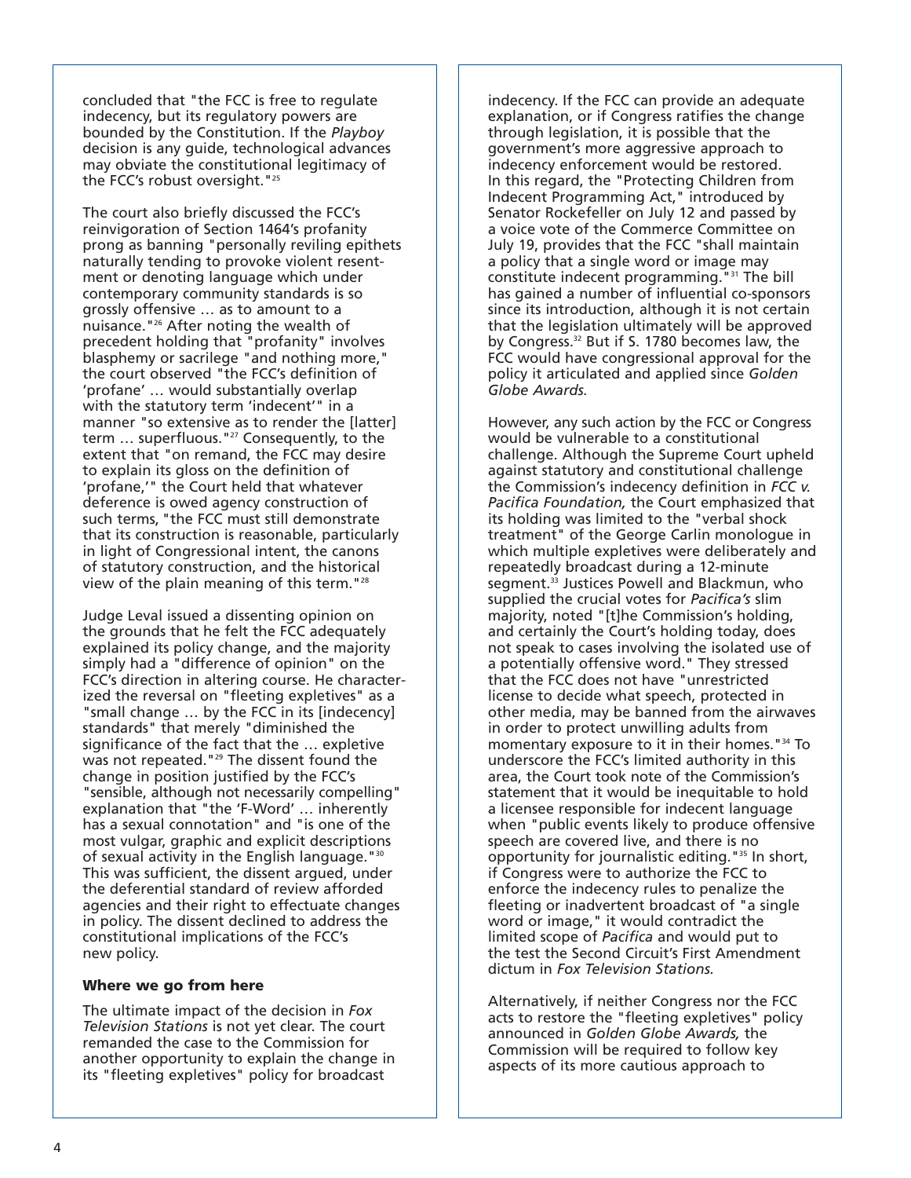concluded that "the FCC is free to regulate indecency, but its regulatory powers are bounded by the Constitution. If the *Playboy* decision is any guide, technological advances may obviate the constitutional legitimacy of the FCC's robust oversight."[25]

The court also briefly discussed the FCC's reinvigoration of Section 1464's profanity prong as banning "personally reviling epithets naturally tending to provoke violent resentment or denoting language which under contemporary community standards is so grossly offensive … as to amount to a nuisance."[26] After noting the wealth of precedent holding that "profanity" involves blasphemy or sacrilege "and nothing more," the court observed "the FCC's definition of 'profane' … would substantially overlap with the statutory term 'indecent'" in a manner "so extensive as to render the [latter] term … superfluous."[27] Consequently, to the extent that "on remand, the FCC may desire to explain its gloss on the definition of 'profane,'" the Court held that whatever deference is owed agency construction of such terms, "the FCC must still demonstrate that its construction is reasonable, particularly in light of Congressional intent, the canons of statutory construction, and the historical view of the plain meaning of this term."[28]

Judge Leval issued a dissenting opinion on the grounds that he felt the FCC adequately explained its policy change, and the majority simply had a "difference of opinion" on the FCC's direction in altering course. He characterized the reversal on "fleeting expletives" as a "small change … by the FCC in its [indecency] standards" that merely "diminished the significance of the fact that the … expletive was not repeated."[29] The dissent found the change in position justified by the FCC's "sensible, although not necessarily compelling" explanation that "the 'F-Word' … inherently has a sexual connotation" and "is one of the most vulgar, graphic and explicit descriptions of sexual activity in the English language."[30] This was sufficient, the dissent argued, under the deferential standard of review afforded agencies and their right to effectuate changes in policy. The dissent declined to address the constitutional implications of the FCC's new policy.

### Where we go from here

The ultimate impact of the decision in *Fox Television Stations* is not yet clear. The court remanded the case to the Commission for another opportunity to explain the change in its "fleeting expletives" policy for broadcast indecency. If the FCC can provide an adequate explanation, or if Congress ratifies the change through legislation, it is possible that the government's more aggressive approach to indecency enforcement would be restored. In this regard, the "Protecting Children from Indecent Programming Act," introduced by Senator Rockefeller on July 12 and passed by a voice vote of the Commerce Committee on July 19, provides that the FCC "shall maintain a policy that a single word or image may constitute indecent programming."[31] The bill has gained a number of influential co-sponsors since its introduction, although it is not certain that the legislation ultimately will be approved by Congress.[32] But if S. 1780 becomes law, the FCC would have congressional approval for the policy it articulated and applied since *Golden Globe Awards.*

However, any such action by the FCC or Congress would be vulnerable to a constitutional challenge. Although the Supreme Court upheld against statutory and constitutional challenge the Commission's indecency definition in *FCC v. Pacifica Foundation,* the Court emphasized that its holding was limited to the "verbal shock treatment" of the George Carlin monologue in which multiple expletives were deliberately and repeatedly broadcast during a 12-minute segment.[33] Justices Powell and Blackmun, who supplied the crucial votes for *Pacifica's* slim majority, noted "[t]he Commission's holding, and certainly the Court's holding today, does not speak to cases involving the isolated use of a potentially offensive word." They stressed that the FCC does not have "unrestricted license to decide what speech, protected in other media, may be banned from the airwaves in order to protect unwilling adults from momentary exposure to it in their homes."[34] To underscore the FCC's limited authority in this area, the Court took note of the Commission's statement that it would be inequitable to hold a licensee responsible for indecent language when "public events likely to produce offensive speech are covered live, and there is no opportunity for journalistic editing."[35] In short, if Congress were to authorize the FCC to enforce the indecency rules to penalize the fleeting or inadvertent broadcast of "a single word or image," it would contradict the limited scope of *Pacifica* and would put to the test the Second Circuit's First Amendment dictum in *Fox Television Stations.*

Alternatively, if neither Congress nor the FCC acts to restore the "fleeting expletives" policy announced in *Golden Globe Awards,* the Commission will be required to follow key aspects of its more cautious approach to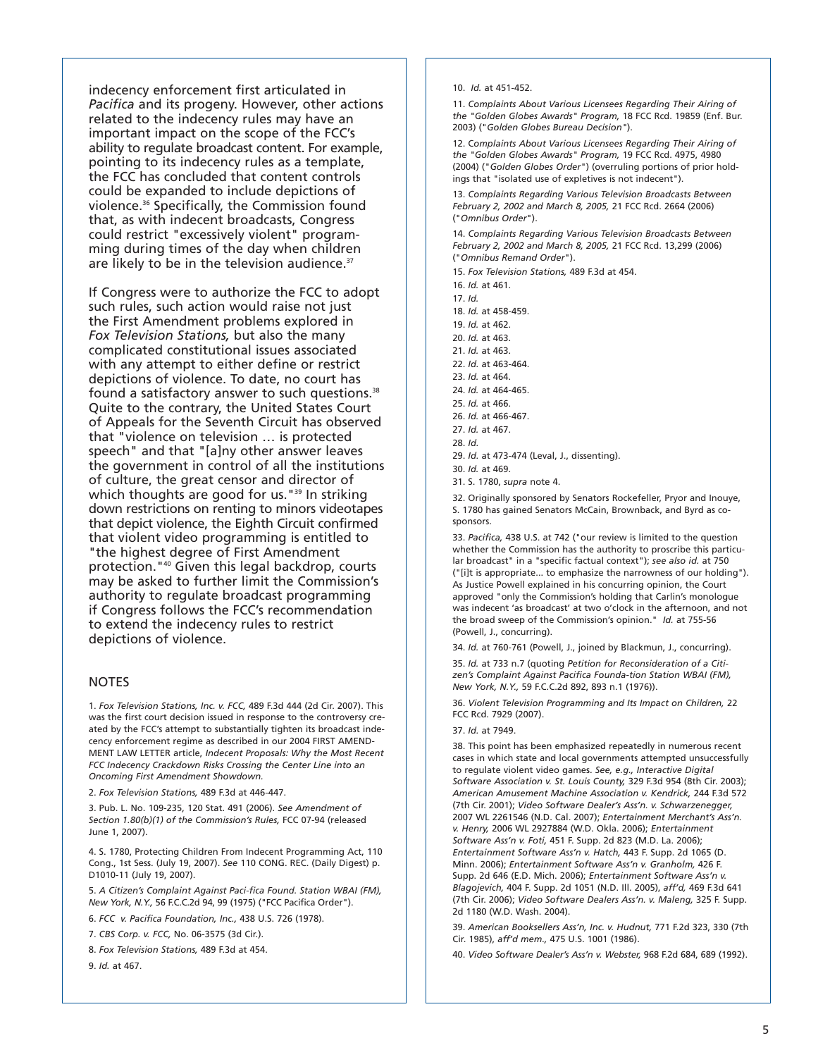indecency enforcement first articulated in *Pacifica* and its progeny. However, other actions related to the indecency rules may have an important impact on the scope of the FCC's ability to regulate broadcast content. For example, pointing to its indecency rules as a template, the FCC has concluded that content controls could be expanded to include depictions of violence.[36] Specifically, the Commission found that, as with indecent broadcasts, Congress could restrict "excessively violent" programming during times of the day when children are likely to be in the television audience.[37]

If Congress were to authorize the FCC to adopt such rules, such action would raise not just the First Amendment problems explored in *Fox Television Stations,* but also the many complicated constitutional issues associated with any attempt to either define or restrict depictions of violence. To date, no court has found a satisfactory answer to such questions.[38] Quite to the contrary, the United States Court of Appeals for the Seventh Circuit has observed that "violence on television … is protected speech" and that "[a]ny other answer leaves the government in control of all the institutions of culture, the great censor and director of which thoughts are good for us."[39] In striking down restrictions on renting to minors videotapes that depict violence, the Eighth Circuit confirmed that violent video programming is entitled to "the highest degree of First Amendment protection."[40] Given this legal backdrop, courts may be asked to further limit the Commission's authority to regulate broadcast programming if Congress follows the FCC's recommendation to extend the indecency rules to restrict depictions of violence.

## NOTES

1. *Fox Television Stations, Inc. v. FCC,* 489 F.3d 444 (2d Cir. 2007). This was the first court decision issued in response to the controversy created by the FCC's attempt to substantially tighten its broadcast indecency enforcement regime as described in our 2004 FIRST AMENDMENT LAW LETTER article, *Indecent Proposals: Why the Most Recent FCC Indecency Crackdown Risks Crossing the Center Line into an Oncoming First Amendment Showdown.*

2. *Fox Television Stations,* 489 F.3d at 446-447.

3. Pub. L. No. 109-235, 120 Stat. 491 (2006). *See Amendment of Section 1.80(b)(1) of the Commission's Rules,* FCC 07-94 (released June 1, 2007).

4. S. 1780, Protecting Children From Indecent Programming Act, 110 Cong., 1st Sess. (July 19, 2007). *See* 110 CONG. REC. (Daily Digest) p. D1010-11 (July 19, 2007).

5. *A Citizen's Complaint Against Paci-fica Found. Station WBAI (FM), New York, N.Y.,* 56 F.C.C.2d 94, 99 (1975) ("FCC Pacifica Order").

6. *FCC v. Pacifica Foundation, Inc.,* 438 U.S. 726 (1978).

7. *CBS Corp. v. FCC,* No. 06-3575 (3d Cir.).

8. *Fox Television Stations,* 489 F.3d at 454.

9. *Id.* at 467.

10. *Id.* at 451-452.

11. *Complaints About Various Licensees Regarding Their Airing of the "Golden Globes Awards" Program,* 18 FCC Rcd. 19859 (Enf. Bur. 2003) ("*Golden Globes Bureau Decision*").

12. C*omplaints About Various Licensees Regarding Their Airing of the "Golden Globes Awards" Program,* 19 FCC Rcd. 4975, 4980 (2004) ("*Golden Globes Order*") (overruling portions of prior holdings that "isolated use of expletives is not indecent").

13. *Complaints Regarding Various Television Broadcasts Between February 2, 2002 and March 8, 2005,* 21 FCC Rcd. 2664 (2006) ("*Omnibus Order*").

14. *Complaints Regarding Various Television Broadcasts Between February 2, 2002 and March 8, 2005,* 21 FCC Rcd. 13,299 (2006) ("*Omnibus Remand Order*").

15. *Fox Television Stations,* 489 F.3d at 454.

16. *Id.* at 461.

17. *Id.*

18. *Id.* at 458-459.

19. *Id.* at 462.

20. *Id.* at 463.

21. *Id.* at 463.

22. *Id.* at 463-464.

23. *Id.* at 464.

24. *Id.* at 464-465.

25. *Id.* at 466.

26. *Id.* at 466-467.

27. *Id.* at 467.

28. *Id.*

29. *Id.* at 473-474 (Leval, J., dissenting).

30. *Id.* at 469.

31. S. 1780, *supra* note 4.

32. Originally sponsored by Senators Rockefeller, Pryor and Inouye, S. 1780 has gained Senators McCain, Brownback, and Byrd as co-sponsors.

33. *Pacifica,* 438 U.S. at 742 ("our review is limited to the question whether the Commission has the authority to proscribe this particular broadcast" in a "specific factual context"); *see also id.* at 750 ("[i]t is appropriate... to emphasize the narrowness of our holding"). As Justice Powell explained in his concurring opinion, the Court approved "only the Commission's holding that Carlin's monologue was indecent 'as broadcast' at two o'clock in the afternoon, and not the broad sweep of the Commission's opinion." *Id.* at 755-56 (Powell, J., concurring).

34. *Id.* at 760-761 (Powell, J., joined by Blackmun, J., concurring).

35. *Id.* at 733 n.7 (quoting *Petition for Reconsideration of a Citizen's Complaint Against Pacifica Founda-tion Station WBAI (FM), New York, N.Y.,* 59 F.C.C.2d 892, 893 n.1 (1976)).

36. *Violent Television Programming and Its Impact on Children,* 22 FCC Rcd. 7929 (2007).

37. *Id.* at 7949.

38. This point has been emphasized repeatedly in numerous recent cases in which state and local governments attempted unsuccessfully to regulate violent video games. *See, e.g., Interactive Digital Software Association v. St. Louis County,* 329 F.3d 954 (8th Cir. 2003); *American Amusement Machine Association v. Kendrick,* 244 F.3d 572 (7th Cir. 2001); *Video Software Dealer's Ass'n. v. Schwarzenegger,* 2007 WL 2261546 (N.D. Cal. 2007); *Entertainment Merchant's Ass'n. v. Henry,* 2006 WL 2927884 (W.D. Okla. 2006); *Entertainment Software Ass'n v. Foti,* 451 F. Supp. 2d 823 (M.D. La. 2006); *Entertainment Software Ass'n v. Hatch,* 443 F. Supp. 2d 1065 (D. Minn. 2006); *Entertainment Software Ass'n v. Granholm,* 426 F. Supp. 2d 646 (E.D. Mich. 2006); *Entertainment Software Ass'n v. Blagojevich,* 404 F. Supp. 2d 1051 (N.D. Ill. 2005), *aff'd,* 469 F.3d 641 (7th Cir. 2006); *Video Software Dealers Ass'n. v. Maleng,* 325 F. Supp. 2d 1180 (W.D. Wash. 2004).

39. *American Booksellers Ass'n, Inc. v. Hudnut,* 771 F.2d 323, 330 (7th Cir. 1985), *aff'd mem.,* 475 U.S. 1001 (1986).

40. *Video Software Dealer's Ass'n v. Webster,* 968 F.2d 684, 689 (1992).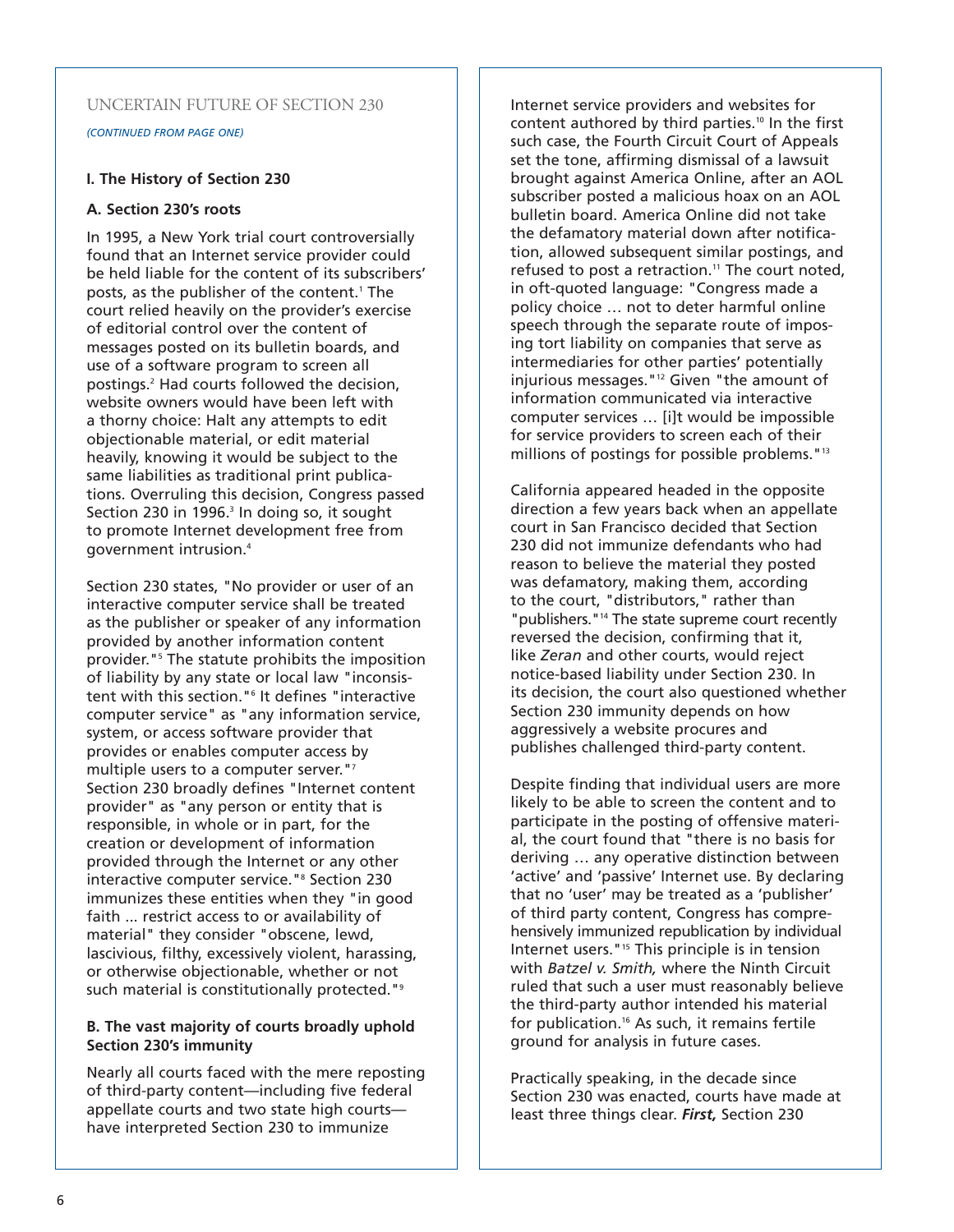UNCERTAIN FUTURE OF SECTION 230

*(CONTINUED FROM PAGE ONE)*

## I. The History of Section 230

### A. Section 230's roots

In 1995, a New York trial court controversially found that an Internet service provider could be held liable for the content of its subscribers' posts, as the publisher of the content.[1] The court relied heavily on the provider's exercise of editorial control over the content of messages posted on its bulletin boards, and use of a software program to screen all postings.[2] Had courts followed the decision, website owners would have been left with a thorny choice: Halt any attempts to edit objectionable material, or edit material heavily, knowing it would be subject to the same liabilities as traditional print publications. Overruling this decision, Congress passed Section 230 in 1996.[3] In doing so, it sought to promote Internet development free from government intrusion.[4]

Section 230 states, "No provider or user of an interactive computer service shall be treated as the publisher or speaker of any information provided by another information content provider."[5] The statute prohibits the imposition of liability by any state or local law "inconsistent with this section."[6] It defines "interactive computer service" as "any information service, system, or access software provider that provides or enables computer access by multiple users to a computer server."[7] Section 230 broadly defines "Internet content provider" as "any person or entity that is responsible, in whole or in part, for the creation or development of information provided through the Internet or any other interactive computer service."[8] Section 230 immunizes these entities when they "in good faith ... restrict access to or availability of material" they consider "obscene, lewd, lascivious, filthy, excessively violent, harassing, or otherwise objectionable, whether or not such material is constitutionally protected."[9]

### B. The vast majority of courts broadly uphold Section 230's immunity

Nearly all courts faced with the mere reposting of third-party content—including five federal appellate courts and two state high courts—have interpreted Section 230 to immunize Internet service providers and websites for content authored by third parties.[10] In the first such case, the Fourth Circuit Court of Appeals set the tone, affirming dismissal of a lawsuit brought against America Online, after an AOL subscriber posted a malicious hoax on an AOL bulletin board. America Online did not take the defamatory material down after notification, allowed subsequent similar postings, and refused to post a retraction.[11] The court noted, in oft-quoted language: "Congress made a policy choice … not to deter harmful online speech through the separate route of imposing tort liability on companies that serve as intermediaries for other parties' potentially injurious messages."[12] Given "the amount of information communicated via interactive computer services … [i]t would be impossible for service providers to screen each of their millions of postings for possible problems."[13]

California appeared headed in the opposite direction a few years back when an appellate court in San Francisco decided that Section 230 did not immunize defendants who had reason to believe the material they posted was defamatory, making them, according to the court, "distributors," rather than "publishers."[14] The state supreme court recently reversed the decision, confirming that it, like *Zeran* and other courts, would reject notice-based liability under Section 230. In its decision, the court also questioned whether Section 230 immunity depends on how aggressively a website procures and publishes challenged third-party content.

Despite finding that individual users are more likely to be able to screen the content and to participate in the posting of offensive material, the court found that "there is no basis for deriving … any operative distinction between 'active' and 'passive' Internet use. By declaring that no 'user' may be treated as a 'publisher' of third party content, Congress has comprehensively immunized republication by individual Internet users."[15] This principle is in tension with *Batzel v. Smith,* where the Ninth Circuit ruled that such a user must reasonably believe the third-party author intended his material for publication.[16] As such, it remains fertile ground for analysis in future cases.

Practically speaking, in the decade since Section 230 was enacted, courts have made at least three things clear. ***First,*** Section 230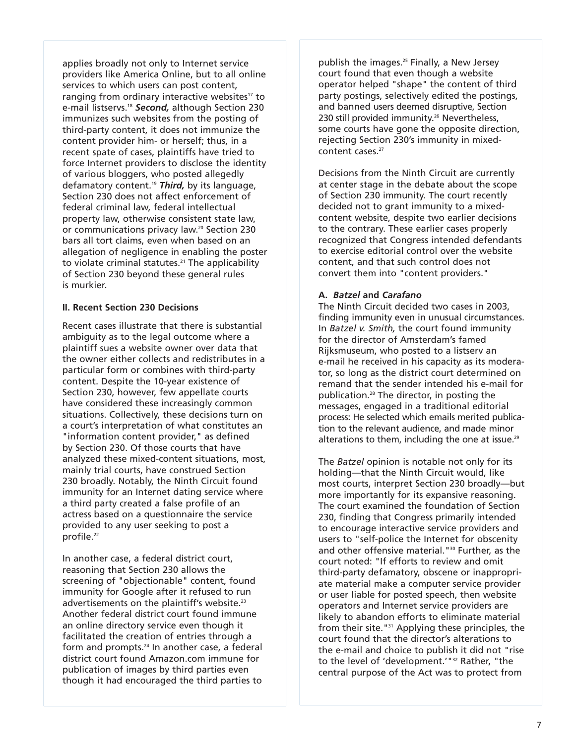applies broadly not only to Internet service providers like America Online, but to all online services to which users can post content, ranging from ordinary interactive websites[17] to e-mail listservs.[18] ***Second,*** although Section 230 immunizes such websites from the posting of third-party content, it does not immunize the content provider him- or herself; thus, in a recent spate of cases, plaintiffs have tried to force Internet providers to disclose the identity of various bloggers, who posted allegedly defamatory content.[19] ***Third,*** by its language, Section 230 does not affect enforcement of federal criminal law, federal intellectual property law, otherwise consistent state law, or communications privacy law.[20] Section 230 bars all tort claims, even when based on an allegation of negligence in enabling the poster to violate criminal statutes.[21] The applicability of Section 230 beyond these general rules is murkier.

**II. Recent Section 230 Decisions**

Recent cases illustrate that there is substantial ambiguity as to the legal outcome where a plaintiff sues a website owner over data that the owner either collects and redistributes in a particular form or combines with third-party content. Despite the 10-year existence of Section 230, however, few appellate courts have considered these increasingly common situations. Collectively, these decisions turn on a court's interpretation of what constitutes an "information content provider," as defined by Section 230. Of those courts that have analyzed these mixed-content situations, most, mainly trial courts, have construed Section 230 broadly. Notably, the Ninth Circuit found immunity for an Internet dating service where a third party created a false profile of an actress based on a questionnaire the service provided to any user seeking to post a profile.[22]

In another case, a federal district court, reasoning that Section 230 allows the screening of "objectionable" content, found immunity for Google after it refused to run advertisements on the plaintiff's website.[23] Another federal district court found immune an online directory service even though it facilitated the creation of entries through a form and prompts.[24] In another case, a federal district court found Amazon.com immune for publication of images by third parties even though it had encouraged the third parties to publish the images.[25] Finally, a New Jersey court found that even though a website operator helped "shape" the content of third party postings, selectively edited the postings, and banned users deemed disruptive, Section 230 still provided immunity.[26] Nevertheless, some courts have gone the opposite direction, rejecting Section 230's immunity in mixed-content cases.[27]

Decisions from the Ninth Circuit are currently at center stage in the debate about the scope of Section 230 immunity. The court recently decided not to grant immunity to a mixed-content website, despite two earlier decisions to the contrary. These earlier cases properly recognized that Congress intended defendants to exercise editorial control over the website content, and that such control does not convert them into "content providers."

**A. *Batzel* and *Carafano***

The Ninth Circuit decided two cases in 2003, finding immunity even in unusual circumstances. In *Batzel v. Smith,* the court found immunity for the director of Amsterdam's famed Rijksmuseum, who posted to a listserv an e-mail he received in his capacity as its moderator, so long as the district court determined on remand that the sender intended his e-mail for publication.[28] The director, in posting the messages, engaged in a traditional editorial process: He selected which emails merited publication to the relevant audience, and made minor alterations to them, including the one at issue.[29]

The *Batzel* opinion is notable not only for its holding—that the Ninth Circuit would, like most courts, interpret Section 230 broadly—but more importantly for its expansive reasoning. The court examined the foundation of Section 230, finding that Congress primarily intended to encourage interactive service providers and users to "self-police the Internet for obscenity and other offensive material."[30] Further, as the court noted: "If efforts to review and omit third-party defamatory, obscene or inappropriate material make a computer service provider or user liable for posted speech, then website operators and Internet service providers are likely to abandon efforts to eliminate material from their site."[31] Applying these principles, the court found that the director's alterations to the e-mail and choice to publish it did not "rise to the level of 'development.'"[32] Rather, "the central purpose of the Act was to protect from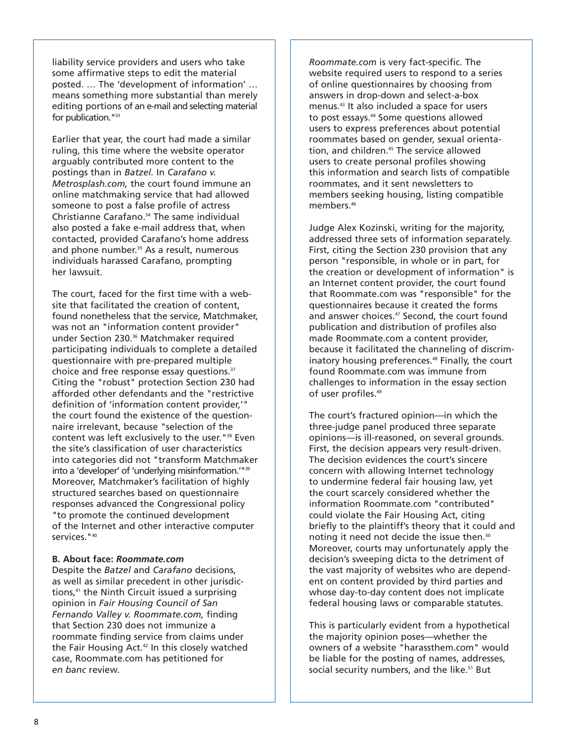liability service providers and users who take some affirmative steps to edit the material posted. … The 'development of information' … means something more substantial than merely editing portions of an e-mail and selecting material for publication."[33]

Earlier that year, the court had made a similar ruling, this time where the website operator arguably contributed more content to the postings than in *Batzel.* In *Carafano v. Metrosplash.com,* the court found immune an online matchmaking service that had allowed someone to post a false profile of actress Christianne Carafano.[34] The same individual also posted a fake e-mail address that, when contacted, provided Carafano's home address and phone number.[35] As a result, numerous individuals harassed Carafano, prompting her lawsuit.

The court, faced for the first time with a website that facilitated the creation of content, found nonetheless that the service, Matchmaker, was not an "information content provider" under Section 230.[36] Matchmaker required participating individuals to complete a detailed questionnaire with pre-prepared multiple choice and free response essay questions.[37] Citing the "robust" protection Section 230 had afforded other defendants and the "restrictive definition of 'information content provider,'" the court found the existence of the questionnaire irrelevant, because "selection of the content was left exclusively to the user."[38] Even the site's classification of user characteristics into categories did not "transform Matchmaker into a 'developer' of 'underlying misinformation.'"[39] Moreover, Matchmaker's facilitation of highly structured searches based on questionnaire responses advanced the Congressional policy "to promote the continued development of the Internet and other interactive computer services."[40]

**B. About face: *Roommate.com***

Despite the *Batzel* and *Carafano* decisions, as well as similar precedent in other jurisdictions,[41] the Ninth Circuit issued a surprising opinion in *Fair Housing Council of San Fernando Valley v. Roommate.com,* finding that Section 230 does not immunize a roommate finding service from claims under the Fair Housing Act.[42] In this closely watched case, Roommate.com has petitioned for *en banc* review.

*Roommate.com* is very fact-specific. The website required users to respond to a series of online questionnaires by choosing from answers in drop-down and select-a-box menus.[43] It also included a space for users to post essays.[44] Some questions allowed users to express preferences about potential roommates based on gender, sexual orientation, and children.[45] The service allowed users to create personal profiles showing this information and search lists of compatible roommates, and it sent newsletters to members seeking housing, listing compatible members.[46]

Judge Alex Kozinski, writing for the majority, addressed three sets of information separately. First, citing the Section 230 provision that any person "responsible, in whole or in part, for the creation or development of information" is an Internet content provider, the court found that Roommate.com was "responsible" for the questionnaires because it created the forms and answer choices.[47] Second, the court found publication and distribution of profiles also made Roommate.com a content provider, because it facilitated the channeling of discriminatory housing preferences.[48] Finally, the court found Roommate.com was immune from challenges to information in the essay section of user profiles.[49]

The court's fractured opinion—in which the three-judge panel produced three separate opinions—is ill-reasoned, on several grounds. First, the decision appears very result-driven. The decision evidences the court's sincere concern with allowing Internet technology to undermine federal fair housing law, yet the court scarcely considered whether the information Roommate.com "contributed" could violate the Fair Housing Act, citing briefly to the plaintiff's theory that it could and noting it need not decide the issue then.[50] Moreover, courts may unfortunately apply the decision's sweeping dicta to the detriment of the vast majority of websites who are dependent on content provided by third parties and whose day-to-day content does not implicate federal housing laws or comparable statutes.

This is particularly evident from a hypothetical the majority opinion poses—whether the owners of a website "harassthem.com" would be liable for the posting of names, addresses, social security numbers, and the like.[51] But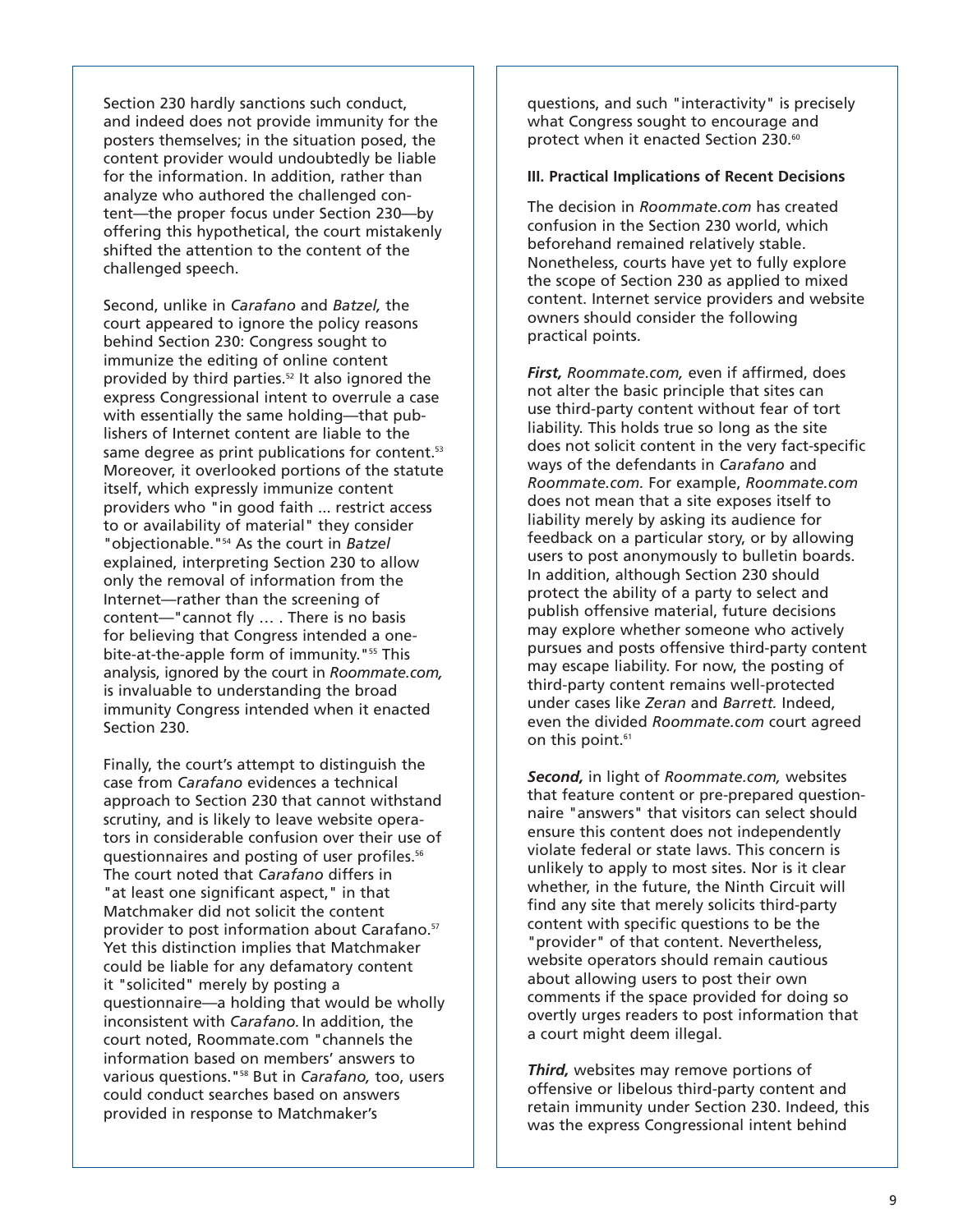Section 230 hardly sanctions such conduct, and indeed does not provide immunity for the posters themselves; in the situation posed, the content provider would undoubtedly be liable for the information. In addition, rather than analyze who authored the challenged content—the proper focus under Section 230—by offering this hypothetical, the court mistakenly shifted the attention to the content of the challenged speech.

Second, unlike in *Carafano* and *Batzel,* the court appeared to ignore the policy reasons behind Section 230: Congress sought to immunize the editing of online content provided by third parties.[52] It also ignored the express Congressional intent to overrule a case with essentially the same holding—that publishers of Internet content are liable to the same degree as print publications for content.[53] Moreover, it overlooked portions of the statute itself, which expressly immunize content providers who "in good faith ... restrict access to or availability of material" they consider "objectionable."[54] As the court in *Batzel* explained, interpreting Section 230 to allow only the removal of information from the Internet—rather than the screening of content—"cannot fly … . There is no basis for believing that Congress intended a one-bite-at-the-apple form of immunity."[55] This analysis, ignored by the court in *Roommate.com,* is invaluable to understanding the broad immunity Congress intended when it enacted Section 230.

Finally, the court's attempt to distinguish the case from *Carafano* evidences a technical approach to Section 230 that cannot withstand scrutiny, and is likely to leave website operators in considerable confusion over their use of questionnaires and posting of user profiles.[56] The court noted that *Carafano* differs in "at least one significant aspect," in that Matchmaker did not solicit the content provider to post information about Carafano.[57] Yet this distinction implies that Matchmaker could be liable for any defamatory content it "solicited" merely by posting a questionnaire—a holding that would be wholly inconsistent with *Carafano.* In addition, the court noted, Roommate.com "channels the information based on members' answers to various questions."[58] But in *Carafano,* too, users could conduct searches based on answers provided in response to Matchmaker's questions, and such "interactivity" is precisely what Congress sought to encourage and protect when it enacted Section 230.[60]

### III. Practical Implications of Recent Decisions

The decision in *Roommate.com* has created confusion in the Section 230 world, which beforehand remained relatively stable. Nonetheless, courts have yet to fully explore the scope of Section 230 as applied to mixed content. Internet service providers and website owners should consider the following practical points.

***First,*** *Roommate.com,* even if affirmed, does not alter the basic principle that sites can use third-party content without fear of tort liability. This holds true so long as the site does not solicit content in the very fact-specific ways of the defendants in *Carafano* and *Roommate.com.* For example, *Roommate.com* does not mean that a site exposes itself to liability merely by asking its audience for feedback on a particular story, or by allowing users to post anonymously to bulletin boards. In addition, although Section 230 should protect the ability of a party to select and publish offensive material, future decisions may explore whether someone who actively pursues and posts offensive third-party content may escape liability. For now, the posting of third-party content remains well-protected under cases like *Zeran* and *Barrett.* Indeed, even the divided *Roommate.com* court agreed on this point.[61]

***Second,*** in light of *Roommate.com,* websites that feature content or pre-prepared questionnaire "answers" that visitors can select should ensure this content does not independently violate federal or state laws. This concern is unlikely to apply to most sites. Nor is it clear whether, in the future, the Ninth Circuit will find any site that merely solicits third-party content with specific questions to be the "provider" of that content. Nevertheless, website operators should remain cautious about allowing users to post their own comments if the space provided for doing so overtly urges readers to post information that a court might deem illegal.

***Third,*** websites may remove portions of offensive or libelous third-party content and retain immunity under Section 230. Indeed, this was the express Congressional intent behind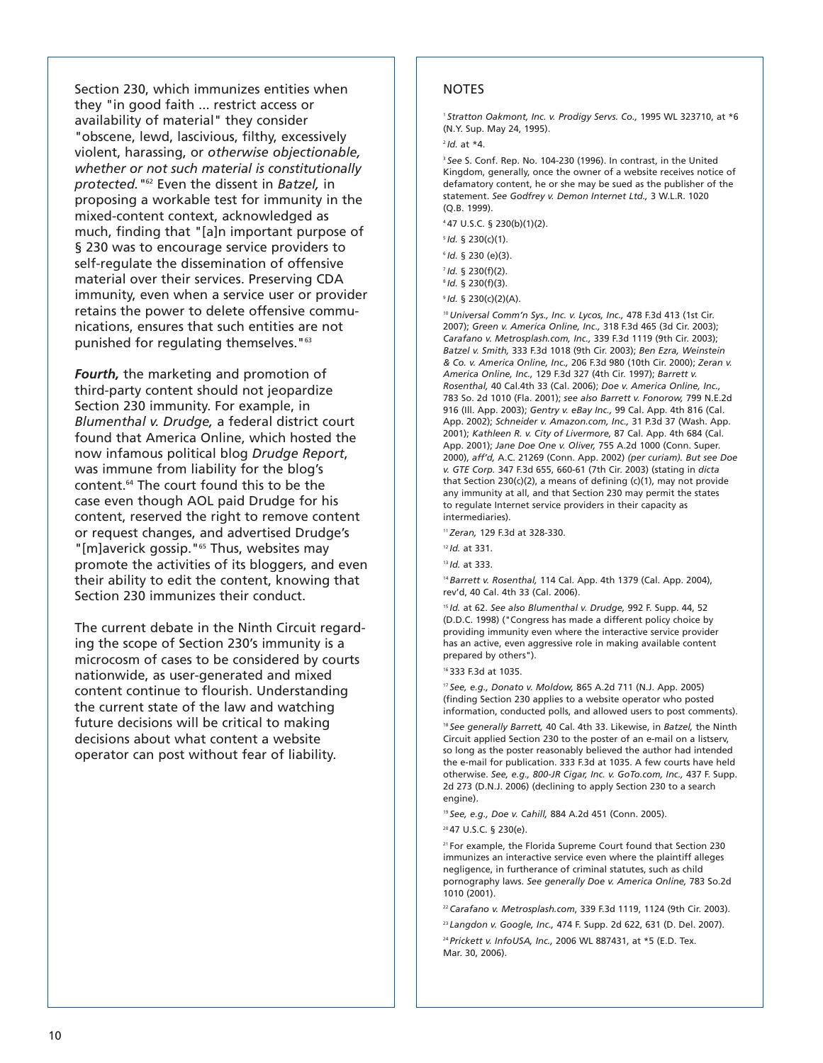Section 230, which immunizes entities when they "in good faith ... restrict access or availability of material" they consider "obscene, lewd, lascivious, filthy, excessively violent, harassing, or *otherwise objectionable, whether or not such material is constitutionally protected.*"[62] Even the dissent in *Batzel,* in proposing a workable test for immunity in the mixed-content context, acknowledged as much, finding that "[a]n important purpose of § 230 was to encourage service providers to self-regulate the dissemination of offensive material over their services. Preserving CDA immunity, even when a service user or provider retains the power to delete offensive communications, ensures that such entities are not punished for regulating themselves."[63]

***Fourth,*** the marketing and promotion of third-party content should not jeopardize Section 230 immunity. For example, in *Blumenthal v. Drudge,* a federal district court found that America Online, which hosted the now infamous political blog *Drudge Report*, was immune from liability for the blog's content.[64] The court found this to be the case even though AOL paid Drudge for his content, reserved the right to remove content or request changes, and advertised Drudge's "[m]averick gossip."[65] Thus, websites may promote the activities of its bloggers, and even their ability to edit the content, knowing that Section 230 immunizes their conduct.

The current debate in the Ninth Circuit regarding the scope of Section 230's immunity is a microcosm of cases to be considered by courts nationwide, as user-generated and mixed content continue to flourish. Understanding the current state of the law and watching future decisions will be critical to making decisions about what content a website operator can post without fear of liability.

## NOTES

[1] *Stratton Oakmont, Inc. v. Prodigy Servs. Co.,* 1995 WL 323710, at *6 (N.Y. Sup. May 24, 1995).

[2] *Id.* at *4.

[3] *See* S. Conf. Rep. No. 104-230 (1996). In contrast, in the United Kingdom, generally, once the owner of a website receives notice of defamatory content, he or she may be sued as the publisher of the statement. *See Godfrey v. Demon Internet Ltd.,* 3 W.L.R. 1020 (Q.B. 1999).

[4] 47 U.S.C. § 230(b)(1)(2).

[5] *Id.* § 230(c)(1).

[6] *Id.* § 230 (e)(3).

[7] *Id.* § 230(f)(2).

[8] *Id.* § 230(f)(3).

[9] *Id.* § 230(c)(2)(A).

[10] *Universal Comm'n Sys., Inc. v. Lycos, Inc.,* 478 F.3d 413 (1st Cir. 2007); *Green v. America Online, Inc.,* 318 F.3d 465 (3d Cir. 2003); *Carafano v. Metrosplash.com, Inc.,* 339 F.3d 1119 (9th Cir. 2003); *Batzel v. Smith,* 333 F.3d 1018 (9th Cir. 2003); *Ben Ezra, Weinstein & Co. v. America Online, Inc.,* 206 F.3d 980 (10th Cir. 2000); *Zeran v. America Online, Inc.,* 129 F.3d 327 (4th Cir. 1997); *Barrett v. Rosenthal,* 40 Cal.4th 33 (Cal. 2006); *Doe v. America Online, Inc.,* 783 So. 2d 1010 (Fla. 2001); *see also Barrett v. Fonorow,* 799 N.E.2d 916 (Ill. App. 2003); *Gentry v. eBay Inc.,* 99 Cal. App. 4th 816 (Cal. App. 2002); *Schneider v. Amazon.com, Inc.,* 31 P.3d 37 (Wash. App. 2001); *Kathleen R. v. City of Livermore,* 87 Cal. App. 4th 684 (Cal. App. 2001); *Jane Doe One v. Oliver,* 755 A.2d 1000 (Conn. Super. 2000), *aff'd,* A.C. 21269 (Conn. App. 2002) *(per curiam). But see Doe v. GTE Corp.* 347 F.3d 655, 660-61 (7th Cir. 2003) (stating in *dicta* that Section 230(c)(2), a means of defining (c)(1), may not provide any immunity at all, and that Section 230 may permit the states to regulate Internet service providers in their capacity as intermediaries).

[11] *Zeran,* 129 F.3d at 328-330.

[12] *Id.* at 331.

[13] *Id.* at 333.

[14] *Barrett v. Rosenthal,* 114 Cal. App. 4th 1379 (Cal. App. 2004), rev'd, 40 Cal. 4th 33 (Cal. 2006).

[15] *Id.* at 62. *See also Blumenthal v. Drudge,* 992 F. Supp. 44, 52 (D.D.C. 1998) ("Congress has made a different policy choice by providing immunity even where the interactive service provider has an active, even aggressive role in making available content prepared by others").

[16] 333 F.3d at 1035.

[17] *See, e.g., Donato v. Moldow,* 865 A.2d 711 (N.J. App. 2005) (finding Section 230 applies to a website operator who posted information, conducted polls, and allowed users to post comments).

[18] *See generally Barrett,* 40 Cal. 4th 33. Likewise, in *Batzel,* the Ninth Circuit applied Section 230 to the poster of an e-mail on a listserv, so long as the poster reasonably believed the author had intended the e-mail for publication. 333 F.3d at 1035. A few courts have held otherwise. *See, e.g., 800-JR Cigar, Inc. v. GoTo.com, Inc.,* 437 F. Supp. 2d 273 (D.N.J. 2006) (declining to apply Section 230 to a search engine).

[19] *See, e.g., Doe v. Cahill,* 884 A.2d 451 (Conn. 2005).

[20] 47 U.S.C. § 230(e).

[21] For example, the Florida Supreme Court found that Section 230 immunizes an interactive service even where the plaintiff alleges negligence, in furtherance of criminal statutes, such as child pornography laws. *See generally Doe v. America Online,* 783 So.2d 1010 (2001).

[22] *Carafano v. Metrosplash.com*, 339 F.3d 1119, 1124 (9th Cir. 2003).

[23] *Langdon v. Google, Inc.,* 474 F. Supp. 2d 622, 631 (D. Del. 2007).

[24] *Prickett v. InfoUSA, Inc.,* 2006 WL 887431, at *5 (E.D. Tex. Mar. 30, 2006).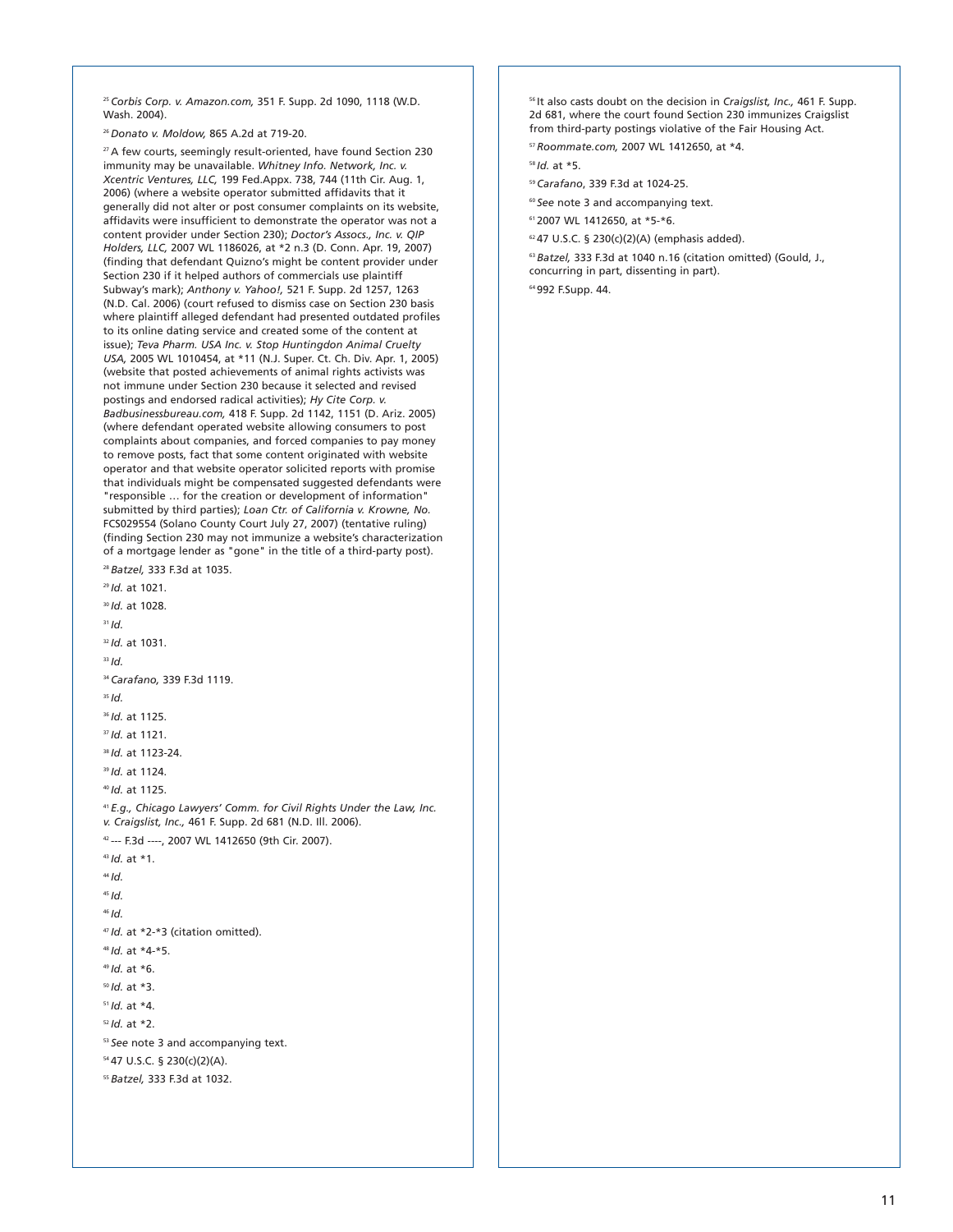[25] *Corbis Corp. v. Amazon.com,* 351 F. Supp. 2d 1090, 1118 (W.D. Wash. 2004).

[26] *Donato v. Moldow,* 865 A.2d at 719-20.

[27] A few courts, seemingly result-oriented, have found Section 230 immunity may be unavailable. *Whitney Info. Network, Inc. v. Xcentric Ventures, LLC,* 199 Fed.Appx. 738, 744 (11th Cir. Aug. 1, 2006) (where a website operator submitted affidavits that it generally did not alter or post consumer complaints on its website, affidavits were insufficient to demonstrate the operator was not a content provider under Section 230); *Doctor's Assocs., Inc. v. QIP Holders, LLC,* 2007 WL 1186026, at *2 n.3 (D. Conn. Apr. 19, 2007) (finding that defendant Quizno's might be content provider under Section 230 if it helped authors of commercials use plaintiff Subway's mark); *Anthony v. Yahoo!,* 521 F. Supp. 2d 1257, 1263 (N.D. Cal. 2006) (court refused to dismiss case on Section 230 basis where plaintiff alleged defendant had presented outdated profiles to its online dating service and created some of the content at issue); *Teva Pharm. USA Inc. v. Stop Huntingdon Animal Cruelty USA,* 2005 WL 1010454, at *11 (N.J. Super. Ct. Ch. Div. Apr. 1, 2005) (website that posted achievements of animal rights activists was not immune under Section 230 because it selected and revised postings and endorsed radical activities); *Hy Cite Corp. v. Badbusinessbureau.com,* 418 F. Supp. 2d 1142, 1151 (D. Ariz. 2005) (where defendant operated website allowing consumers to post complaints about companies, and forced companies to pay money to remove posts, fact that some content originated with website operator and that website operator solicited reports with promise that individuals might be compensated suggested defendants were "responsible … for the creation or development of information" submitted by third parties); *Loan Ctr. of California v. Krowne, No.* FCS029554 (Solano County Court July 27, 2007) (tentative ruling) (finding Section 230 may not immunize a website's characterization of a mortgage lender as "gone" in the title of a third-party post).

[28] *Batzel,* 333 F.3d at 1035.

[29] *Id.* at 1021.

[30] *Id.* at 1028.

[31] *Id.*

[32] *Id.* at 1031.

[33] *Id.*

[34] *Carafano,* 339 F.3d 1119.

[35] *Id.*

[36] *Id.* at 1125.

[37] *Id.* at 1121.

[38] *Id.* at 1123-24.

[39] *Id.* at 1124.

[40] *Id.* at 1125.

[41] *E.g., Chicago Lawyers' Comm. for Civil Rights Under the Law, Inc. v. Craigslist, Inc.,* 461 F. Supp. 2d 681 (N.D. Ill. 2006).

[42] --- F.3d ----, 2007 WL 1412650 (9th Cir. 2007).

[43] *Id.* at *1.

[44] *Id.*

[45] *Id.*

[46] *Id.*

[47] *Id.* at *2-*3 (citation omitted).

[48] *Id.* at *4-*5.

[49] *Id.* at *6.

[50] *Id.* at *3.

[51] *Id.* at *4.

[52] *Id.* at *2.

[53] *See* note 3 and accompanying text.

[54] 47 U.S.C. § 230(c)(2)(A).

[55] *Batzel,* 333 F.3d at 1032.

[56] It also casts doubt on the decision in *Craigslist, Inc.,* 461 F. Supp. 2d 681, where the court found Section 230 immunizes Craigslist from third-party postings violative of the Fair Housing Act.

[57] *Roommate.com,* 2007 WL 1412650, at *4.

[58] *Id.* at *5.

[59] *Carafano*, 339 F.3d at 1024-25.

[60] *See* note 3 and accompanying text.

[61] 2007 WL 1412650, at *5-*6.

[62] 47 U.S.C. § 230(c)(2)(A) (emphasis added).

[63] *Batzel,* 333 F.3d at 1040 n.16 (citation omitted) (Gould, J., concurring in part, dissenting in part).

[64] 992 F.Supp. 44.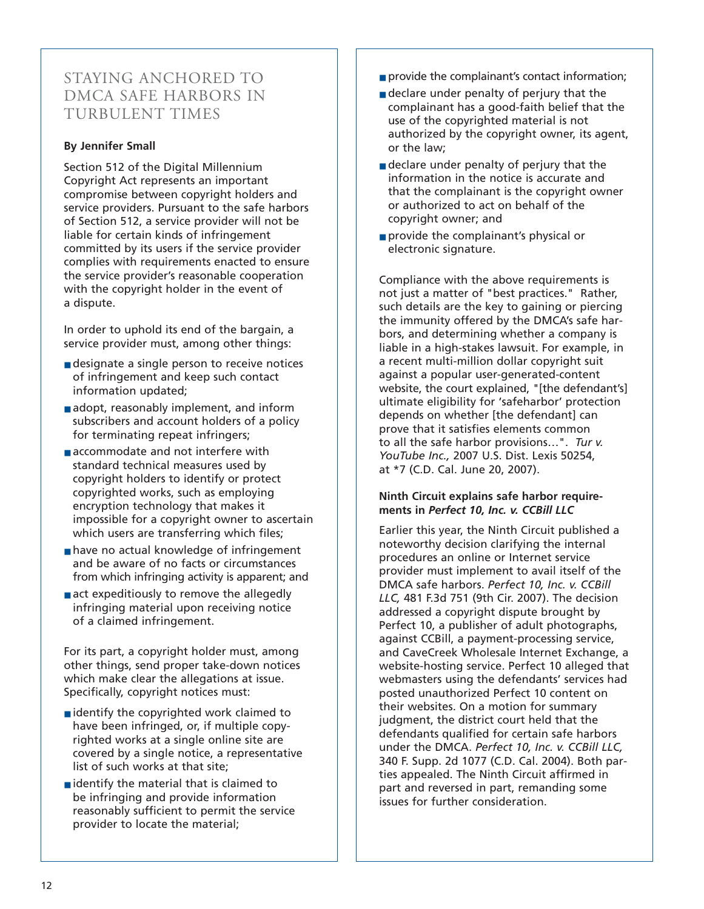## STAYING ANCHORED TO DMCA SAFE HARBORS IN TURBULENT TIMES

**By Jennifer Small**

Section 512 of the Digital Millennium Copyright Act represents an important compromise between copyright holders and service providers. Pursuant to the safe harbors of Section 512, a service provider will not be liable for certain kinds of infringement committed by its users if the service provider complies with requirements enacted to ensure the service provider's reasonable cooperation with the copyright holder in the event of a dispute.

In order to uphold its end of the bargain, a service provider must, among other things:

- designate a single person to receive notices of infringement and keep such contact information updated;
- adopt, reasonably implement, and inform subscribers and account holders of a policy for terminating repeat infringers;
- accommodate and not interfere with standard technical measures used by copyright holders to identify or protect copyrighted works, such as employing encryption technology that makes it impossible for a copyright owner to ascertain which users are transferring which files;
- have no actual knowledge of infringement and be aware of no facts or circumstances from which infringing activity is apparent; and
- act expeditiously to remove the allegedly infringing material upon receiving notice of a claimed infringement.

For its part, a copyright holder must, among other things, send proper take-down notices which make clear the allegations at issue. Specifically, copyright notices must:

- identify the copyrighted work claimed to have been infringed, or, if multiple copyrighted works at a single online site are covered by a single notice, a representative list of such works at that site;
- identify the material that is claimed to be infringing and provide information reasonably sufficient to permit the service provider to locate the material;
- provide the complainant's contact information;
- declare under penalty of perjury that the complainant has a good-faith belief that the use of the copyrighted material is not authorized by the copyright owner, its agent, or the law;
- declare under penalty of perjury that the information in the notice is accurate and that the complainant is the copyright owner or authorized to act on behalf of the copyright owner; and
- provide the complainant's physical or electronic signature.

Compliance with the above requirements is not just a matter of "best practices." Rather, such details are the key to gaining or piercing the immunity offered by the DMCA's safe harbors, and determining whether a company is liable in a high-stakes lawsuit. For example, in a recent multi-million dollar copyright suit against a popular user-generated-content website, the court explained, "[the defendant's] ultimate eligibility for 'safeharbor' protection depends on whether [the defendant] can prove that it satisfies elements common to all the safe harbor provisions…". *Tur v. YouTube Inc.,* 2007 U.S. Dist. Lexis 50254, at *7 (C.D. Cal. June 20, 2007).

### Ninth Circuit explains safe harbor requirements in *Perfect 10, Inc. v. CCBill LLC*

Earlier this year, the Ninth Circuit published a noteworthy decision clarifying the internal procedures an online or Internet service provider must implement to avail itself of the DMCA safe harbors. *Perfect 10, Inc. v. CCBill LLC,* 481 F.3d 751 (9th Cir. 2007). The decision addressed a copyright dispute brought by Perfect 10, a publisher of adult photographs, against CCBill, a payment-processing service, and CaveCreek Wholesale Internet Exchange, a website-hosting service. Perfect 10 alleged that webmasters using the defendants' services had posted unauthorized Perfect 10 content on their websites. On a motion for summary judgment, the district court held that the defendants qualified for certain safe harbors under the DMCA. *Perfect 10, Inc. v. CCBill LLC,* 340 F. Supp. 2d 1077 (C.D. Cal. 2004). Both parties appealed. The Ninth Circuit affirmed in part and reversed in part, remanding some issues for further consideration.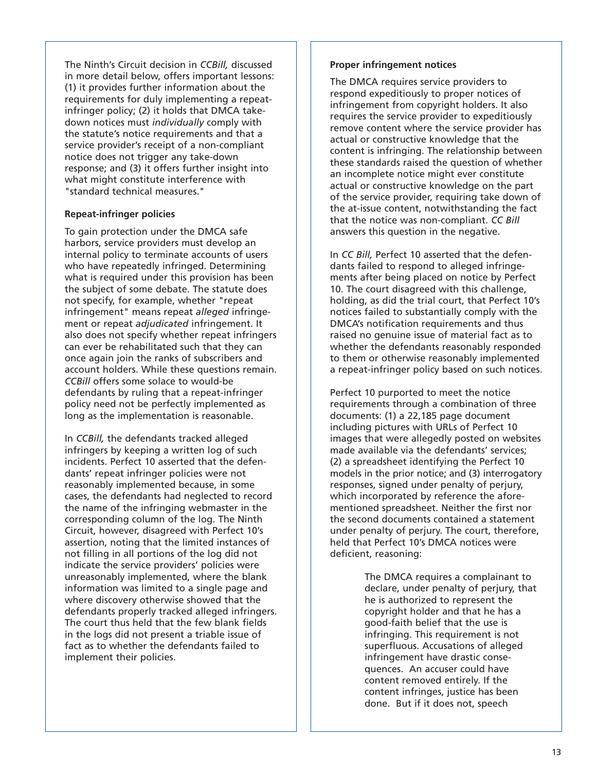The Ninth's Circuit decision in *CCBill,* discussed in more detail below, offers important lessons: (1) it provides further information about the requirements for duly implementing a repeat-infringer policy; (2) it holds that DMCA take-down notices must *individually* comply with the statute's notice requirements and that a service provider's receipt of a non-compliant notice does not trigger any take-down response; and (3) it offers further insight into what might constitute interference with "standard technical measures."

**Repeat-infringer policies**

To gain protection under the DMCA safe harbors, service providers must develop an internal policy to terminate accounts of users who have repeatedly infringed. Determining what is required under this provision has been the subject of some debate. The statute does not specify, for example, whether "repeat infringement" means repeat *alleged* infringement or repeat *adjudicated* infringement. It also does not specify whether repeat infringers can ever be rehabilitated such that they can once again join the ranks of subscribers and account holders. While these questions remain. *CCBill* offers some solace to would-be defendants by ruling that a repeat-infringer policy need not be perfectly implemented as long as the implementation is reasonable.

In *CCBill,* the defendants tracked alleged infringers by keeping a written log of such incidents. Perfect 10 asserted that the defendants' repeat infringer policies were not reasonably implemented because, in some cases, the defendants had neglected to record the name of the infringing webmaster in the corresponding column of the log. The Ninth Circuit, however, disagreed with Perfect 10's assertion, noting that the limited instances of not filling in all portions of the log did not indicate the service providers' policies were unreasonably implemented, where the blank information was limited to a single page and where discovery otherwise showed that the defendants properly tracked alleged infringers. The court thus held that the few blank fields in the logs did not present a triable issue of fact as to whether the defendants failed to implement their policies.

**Proper infringement notices**

The DMCA requires service providers to respond expeditiously to proper notices of infringement from copyright holders. It also requires the service provider to expeditiously remove content where the service provider has actual or constructive knowledge that the content is infringing. The relationship between these standards raised the question of whether an incomplete notice might ever constitute actual or constructive knowledge on the part of the service provider, requiring take down of the at-issue content, notwithstanding the fact that the notice was non-compliant. *CC Bill* answers this question in the negative.

In *CC Bill,* Perfect 10 asserted that the defendants failed to respond to alleged infringements after being placed on notice by Perfect 10. The court disagreed with this challenge, holding, as did the trial court, that Perfect 10's notices failed to substantially comply with the DMCA's notification requirements and thus raised no genuine issue of material fact as to whether the defendants reasonably responded to them or otherwise reasonably implemented a repeat-infringer policy based on such notices.

Perfect 10 purported to meet the notice requirements through a combination of three documents: (1) a 22,185 page document including pictures with URLs of Perfect 10 images that were allegedly posted on websites made available via the defendants' services; (2) a spreadsheet identifying the Perfect 10 models in the prior notice; and (3) interrogatory responses, signed under penalty of perjury, which incorporated by reference the aforementioned spreadsheet. Neither the first nor the second documents contained a statement under penalty of perjury. The court, therefore, held that Perfect 10's DMCA notices were deficient, reasoning:

> The DMCA requires a complainant to declare, under penalty of perjury, that he is authorized to represent the copyright holder and that he has a good-faith belief that the use is infringing. This requirement is not superfluous. Accusations of alleged infringement have drastic consequences. An accuser could have content removed entirely. If the content infringes, justice has been done. But if it does not, speech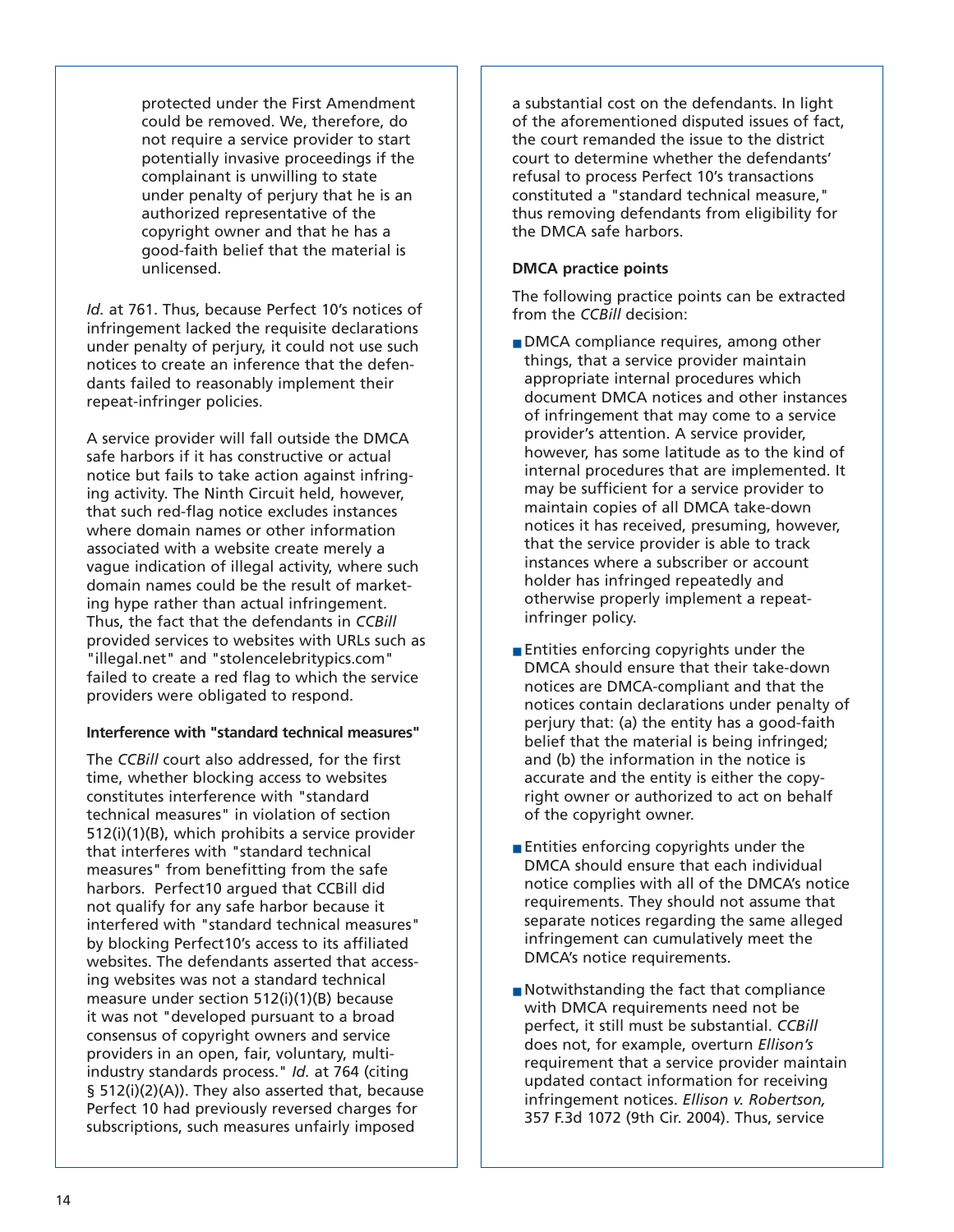> protected under the First Amendment could be removed. We, therefore, do not require a service provider to start potentially invasive proceedings if the complainant is unwilling to state under penalty of perjury that he is an authorized representative of the copyright owner and that he has a good-faith belief that the material is unlicensed.

*Id.* at 761. Thus, because Perfect 10's notices of infringement lacked the requisite declarations under penalty of perjury, it could not use such notices to create an inference that the defendants failed to reasonably implement their repeat-infringer policies.

A service provider will fall outside the DMCA safe harbors if it has constructive or actual notice but fails to take action against infringing activity. The Ninth Circuit held, however, that such red-flag notice excludes instances where domain names or other information associated with a website create merely a vague indication of illegal activity, where such domain names could be the result of marketing hype rather than actual infringement. Thus, the fact that the defendants in *CCBill* provided services to websites with URLs such as "illegal.net" and "stolencelebritypics.com" failed to create a red flag to which the service providers were obligated to respond.

#### Interference with "standard technical measures"

The *CCBill* court also addressed, for the first time, whether blocking access to websites constitutes interference with "standard technical measures" in violation of section 512(i)(1)(B), which prohibits a service provider that interferes with "standard technical measures" from benefitting from the safe harbors. Perfect10 argued that CCBill did not qualify for any safe harbor because it interfered with "standard technical measures" by blocking Perfect10's access to its affiliated websites. The defendants asserted that accessing websites was not a standard technical measure under section 512(i)(1)(B) because it was not "developed pursuant to a broad consensus of copyright owners and service providers in an open, fair, voluntary, multi-industry standards process." *Id.* at 764 (citing § 512(i)(2)(A)). They also asserted that, because Perfect 10 had previously reversed charges for subscriptions, such measures unfairly imposed a substantial cost on the defendants. In light of the aforementioned disputed issues of fact, the court remanded the issue to the district court to determine whether the defendants' refusal to process Perfect 10's transactions constituted a "standard technical measure," thus removing defendants from eligibility for the DMCA safe harbors.

#### DMCA practice points

The following practice points can be extracted from the *CCBill* decision:

- DMCA compliance requires, among other things, that a service provider maintain appropriate internal procedures which document DMCA notices and other instances of infringement that may come to a service provider's attention. A service provider, however, has some latitude as to the kind of internal procedures that are implemented. It may be sufficient for a service provider to maintain copies of all DMCA take-down notices it has received, presuming, however, that the service provider is able to track instances where a subscriber or account holder has infringed repeatedly and otherwise properly implement a repeat-infringer policy.
- Entities enforcing copyrights under the DMCA should ensure that their take-down notices are DMCA-compliant and that the notices contain declarations under penalty of perjury that: (a) the entity has a good-faith belief that the material is being infringed; and (b) the information in the notice is accurate and the entity is either the copyright owner or authorized to act on behalf of the copyright owner.
- Entities enforcing copyrights under the DMCA should ensure that each individual notice complies with all of the DMCA's notice requirements. They should not assume that separate notices regarding the same alleged infringement can cumulatively meet the DMCA's notice requirements.
- Notwithstanding the fact that compliance with DMCA requirements need not be perfect, it still must be substantial. *CCBill* does not, for example, overturn *Ellison's* requirement that a service provider maintain updated contact information for receiving infringement notices. *Ellison v. Robertson,* 357 F.3d 1072 (9th Cir. 2004). Thus, service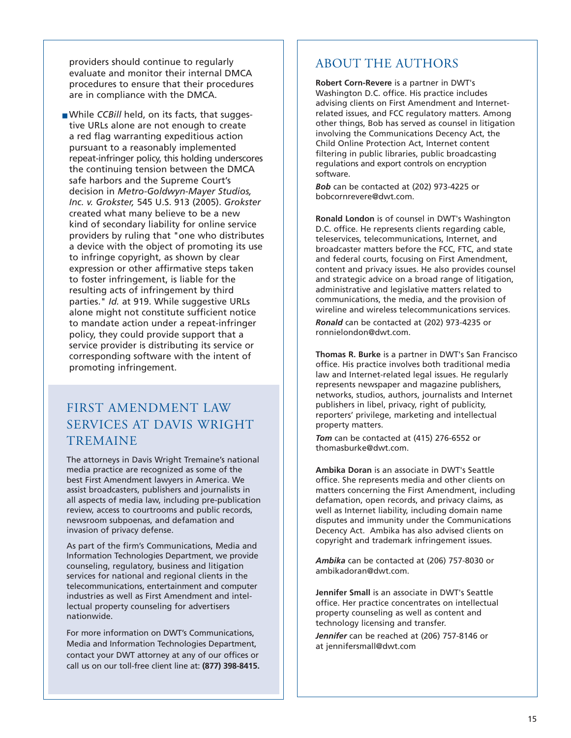providers should continue to regularly evaluate and monitor their internal DMCA procedures to ensure that their procedures are in compliance with the DMCA.

- While *CCBill* held, on its facts, that suggestive URLs alone are not enough to create a red flag warranting expeditious action pursuant to a reasonably implemented repeat-infringer policy, this holding underscores the continuing tension between the DMCA safe harbors and the Supreme Court's decision in *Metro-Goldwyn-Mayer Studios, Inc. v. Grokster,* 545 U.S. 913 (2005). *Grokster* created what many believe to be a new kind of secondary liability for online service providers by ruling that "one who distributes a device with the object of promoting its use to infringe copyright, as shown by clear expression or other affirmative steps taken to foster infringement, is liable for the resulting acts of infringement by third parties." *Id.* at 919. While suggestive URLs alone might not constitute sufficient notice to mandate action under a repeat-infringer policy, they could provide support that a service provider is distributing its service or corresponding software with the intent of promoting infringement.

## FIRST AMENDMENT LAW SERVICES AT DAVIS WRIGHT TREMAINE

The attorneys in Davis Wright Tremaine's national media practice are recognized as some of the best First Amendment lawyers in America. We assist broadcasters, publishers and journalists in all aspects of media law, including pre-publication review, access to courtrooms and public records, newsroom subpoenas, and defamation and invasion of privacy defense.

As part of the firm's Communications, Media and Information Technologies Department, we provide counseling, regulatory, business and litigation services for national and regional clients in the telecommunications, entertainment and computer industries as well as First Amendment and intellectual property counseling for advertisers nationwide.

For more information on DWT's Communications, Media and Information Technologies Department, contact your DWT attorney at any of our offices or call us on our toll-free client line at: **(877) 398-8415.**

## ABOUT THE AUTHORS

**Robert Corn-Revere** is a partner in DWT's Washington D.C. office. His practice includes advising clients on First Amendment and Internet-related issues, and FCC regulatory matters. Among other things, Bob has served as counsel in litigation involving the Communications Decency Act, the Child Online Protection Act, Internet content filtering in public libraries, public broadcasting regulations and export controls on encryption software.

***Bob*** can be contacted at (202) 973-4225 or bobcornrevere@dwt.com.

**Ronald London** is of counsel in DWT's Washington D.C. office. He represents clients regarding cable, teleservices, telecommunications, Internet, and broadcaster matters before the FCC, FTC, and state and federal courts, focusing on First Amendment, content and privacy issues. He also provides counsel and strategic advice on a broad range of litigation, administrative and legislative matters related to communications, the media, and the provision of wireline and wireless telecommunications services.

***Ronald*** can be contacted at (202) 973-4235 or ronnielondon@dwt.com.

**Thomas R. Burke** is a partner in DWT's San Francisco office. His practice involves both traditional media law and Internet-related legal issues. He regularly represents newspaper and magazine publishers, networks, studios, authors, journalists and Internet publishers in libel, privacy, right of publicity, reporters' privilege, marketing and intellectual property matters.

***Tom*** can be contacted at (415) 276-6552 or thomasburke@dwt.com.

**Ambika Doran** is an associate in DWT's Seattle office. She represents media and other clients on matters concerning the First Amendment, including defamation, open records, and privacy claims, as well as Internet liability, including domain name disputes and immunity under the Communications Decency Act. Ambika has also advised clients on copyright and trademark infringement issues.

***Ambika*** can be contacted at (206) 757-8030 or ambikadoran@dwt.com.

**Jennifer Small** is an associate in DWT's Seattle office. Her practice concentrates on intellectual property counseling as well as content and technology licensing and transfer.

***Jennifer*** can be reached at (206) 757-8146 or at jennifersmall@dwt.com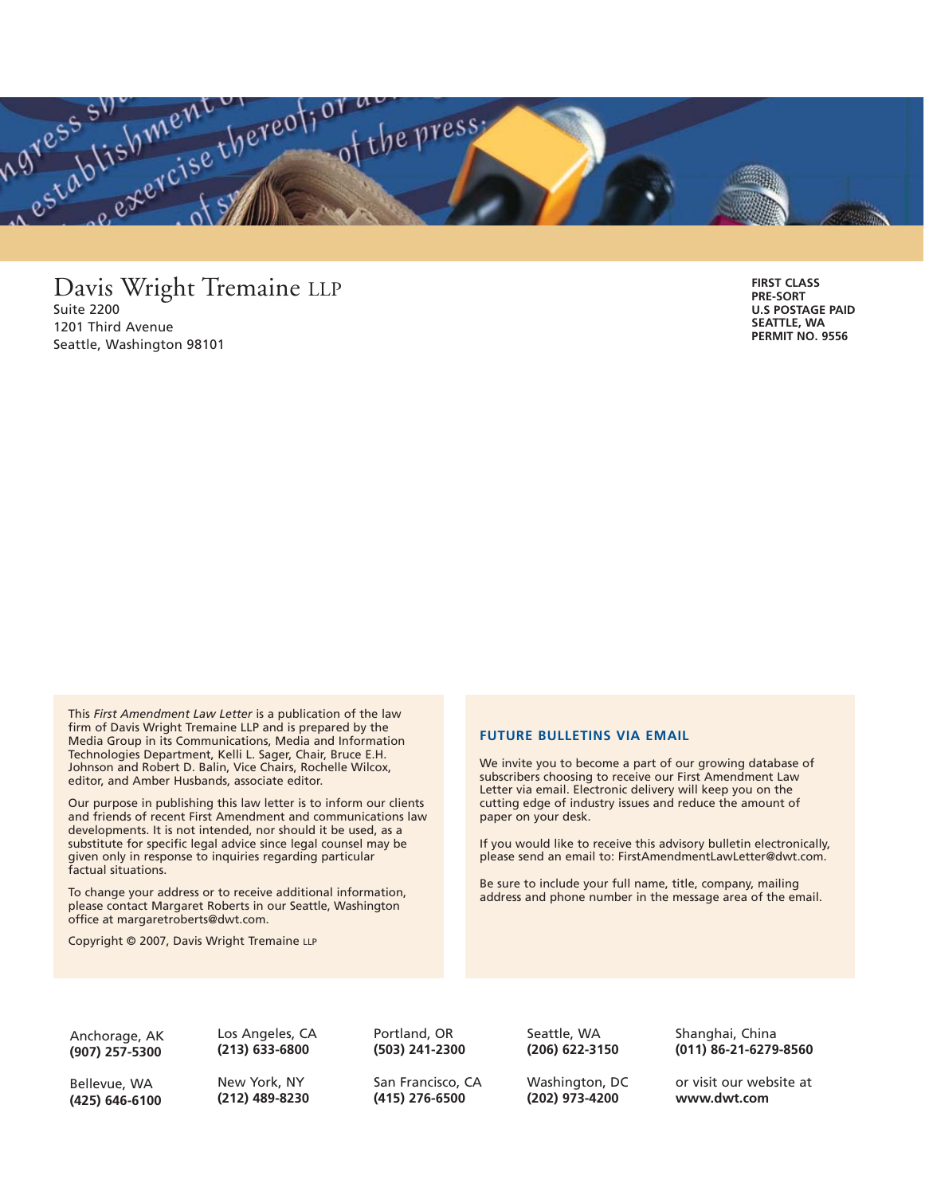Davis Wright Tremaine LLP
Suite 2200
1201 Third Avenue
Seattle, Washington 98101

**FIRST CLASS**
**PRE-SORT**
**U.S POSTAGE PAID**
**SEATTLE, WA**
**PERMIT NO. 9556**

This *First Amendment Law Letter* is a publication of the law firm of Davis Wright Tremaine LLP and is prepared by the Media Group in its Communications, Media and Information Technologies Department, Kelli L. Sager, Chair, Bruce E.H. Johnson and Robert D. Balin, Vice Chairs, Rochelle Wilcox, editor, and Amber Husbands, associate editor.

Our purpose in publishing this law letter is to inform our clients and friends of recent First Amendment and communications law developments. It is not intended, nor should it be used, as a substitute for specific legal advice since legal counsel may be given only in response to inquiries regarding particular factual situations.

To change your address or to receive additional information, please contact Margaret Roberts in our Seattle, Washington office at margaretroberts@dwt.com.

Copyright © 2007, Davis Wright Tremaine LLP

## FUTURE BULLETINS VIA EMAIL

We invite you to become a part of our growing database of subscribers choosing to receive our First Amendment Law Letter via email. Electronic delivery will keep you on the cutting edge of industry issues and reduce the amount of paper on your desk.

If you would like to receive this advisory bulletin electronically, please send an email to: FirstAmendmentLawLetter@dwt.com.

Be sure to include your full name, title, company, mailing address and phone number in the message area of the email.

Anchorage, AK
**(907) 257-5300**

Bellevue, WA
**(425) 646-6100**

Los Angeles, CA
**(213) 633-6800**

New York, NY
**(212) 489-8230**

Portland, OR
**(503) 241-2300**

San Francisco, CA
**(415) 276-6500**

Seattle, WA
**(206) 622-3150**

Washington, DC
**(202) 973-4200**

Shanghai, China
**(011) 86-21-6279-8560**

or visit our website at
**www.dwt.com**